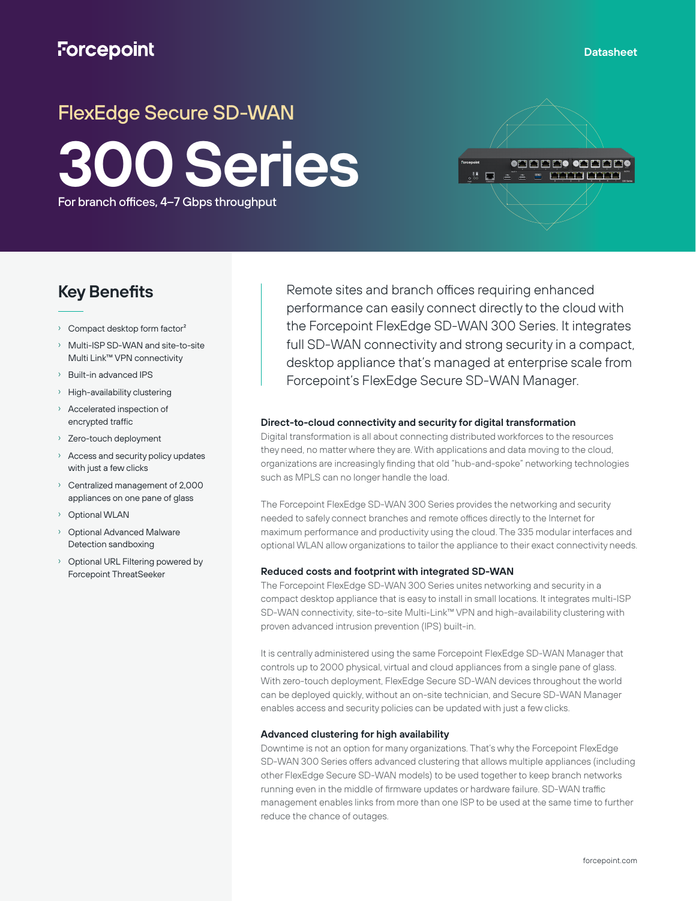Forcepoint

Datasheet

# FlexEdge Secure SD-WAN

# 300 Series

For branch offices, 4–7 Gbps throughput

## Key Benefits

- Compact desktop form factor[2]
- Multi-ISP SD-WAN and site-to-site Multi Link™ VPN connectivity
- Built-in advanced IPS
- High-availability clustering
- Accelerated inspection of encrypted traffic
- Zero-touch deployment
- Access and security policy updates with just a few clicks
- Centralized management of 2,000 appliances on one pane of glass
- Optional WLAN
- Optional Advanced Malware Detection sandboxing
- Optional URL Filtering powered by Forcepoint ThreatSeeker

Remote sites and branch offices requiring enhanced performance can easily connect directly to the cloud with the Forcepoint FlexEdge SD-WAN 300 Series. It integrates full SD-WAN connectivity and strong security in a compact, desktop appliance that's managed at enterprise scale from Forcepoint's FlexEdge Secure SD-WAN Manager.

### Direct-to-cloud connectivity and security for digital transformation

Digital transformation is all about connecting distributed workforces to the resources they need, no matter where they are. With applications and data moving to the cloud, organizations are increasingly finding that old "hub-and-spoke" networking technologies such as MPLS can no longer handle the load.

The Forcepoint FlexEdge SD-WAN 300 Series provides the networking and security needed to safely connect branches and remote offices directly to the Internet for maximum performance and productivity using the cloud. The 335 modular interfaces and optional WLAN allow organizations to tailor the appliance to their exact connectivity needs.

### Reduced costs and footprint with integrated SD-WAN

The Forcepoint FlexEdge SD-WAN 300 Series unites networking and security in a compact desktop appliance that is easy to install in small locations. It integrates multi-ISP SD-WAN connectivity, site-to-site Multi-Link™ VPN and high-availability clustering with proven advanced intrusion prevention (IPS) built-in.

It is centrally administered using the same Forcepoint FlexEdge SD-WAN Manager that controls up to 2000 physical, virtual and cloud appliances from a single pane of glass. With zero-touch deployment, FlexEdge Secure SD-WAN devices throughout the world can be deployed quickly, without an on-site technician, and Secure SD-WAN Manager enables access and security policies can be updated with just a few clicks.

### Advanced clustering for high availability

Downtime is not an option for many organizations. That's why the Forcepoint FlexEdge SD-WAN 300 Series offers advanced clustering that allows multiple appliances (including other FlexEdge Secure SD-WAN models) to be used together to keep branch networks running even in the middle of firmware updates or hardware failure. SD-WAN traffic management enables links from more than one ISP to be used at the same time to further reduce the chance of outages.

forcepoint.com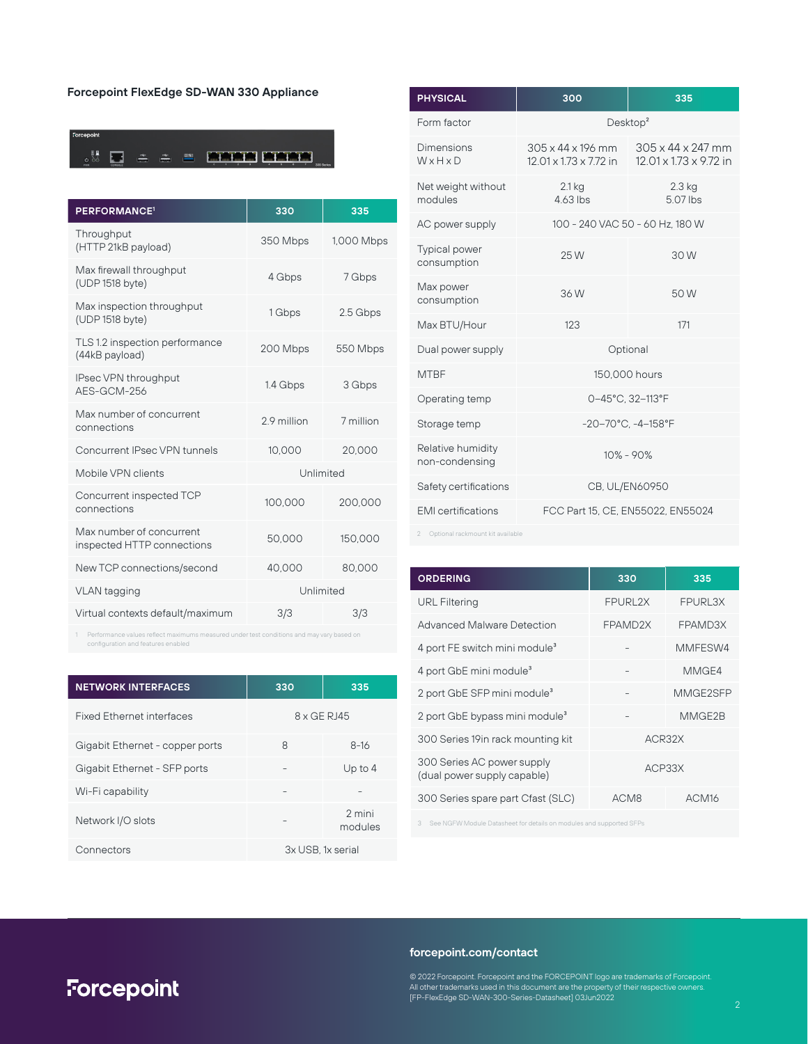## Forcepoint FlexEdge SD-WAN 330 Appliance

| PERFORMANCE[1] | 330 | 335 |
| --- | --- | --- |
| Throughput (HTTP 21kB payload) | 350 Mbps | 1,000 Mbps |
| Max firewall throughput (UDP 1518 byte) | 4 Gbps | 7 Gbps |
| Max inspection throughput (UDP 1518 byte) | 1 Gbps | 2.5 Gbps |
| TLS 1.2 inspection performance (44kB payload) | 200 Mbps | 550 Mbps |
| IPsec VPN throughput AES-GCM-256 | 1.4 Gbps | 3 Gbps |
| Max number of concurrent connections | 2.9 million | 7 million |
| Concurrent IPsec VPN tunnels | 10,000 | 20,000 |
| Mobile VPN clients | Unlimited | |
| Concurrent inspected TCP connections | 100,000 | 200,000 |
| Max number of concurrent inspected HTTP connections | 50,000 | 150,000 |
| New TCP connections/second | 40,000 | 80,000 |
| VLAN tagging | Unlimited | |
| Virtual contexts default/maximum | 3/3 | 3/3 |

1 Performance values reflect maximums measured under test conditions and may vary based on configuration and features enabled

| NETWORK INTERFACES | 330 | 335 |
| --- | --- | --- |
| Fixed Ethernet interfaces | 8 x GE RJ45 | |
| Gigabit Ethernet - copper ports | 8 | 8-16 |
| Gigabit Ethernet - SFP ports | – | Up to 4 |
| Wi-Fi capability | – | – |
| Network I/O slots | – | 2 mini modules |
| Connectors | 3x USB, 1x serial | |

| PHYSICAL | 300 | 335 |
| --- | --- | --- |
| Form factor | Desktop[2] | |
| Dimensions W x H x D | 305 x 44 x 196 mm 12.01 x 1.73 x 7.72 in | 305 x 44 x 247 mm 12.01 x 1.73 x 9.72 in |
| Net weight without modules | 2.1 kg 4.63 lbs | 2.3 kg 5.07 lbs |
| AC power supply | 100 - 240 VAC 50 - 60 Hz, 180 W | |
| Typical power consumption | 25 W | 30 W |
| Max power consumption | 36 W | 50 W |
| Max BTU/Hour | 123 | 171 |
| Dual power supply | Optional | |
| MTBF | 150,000 hours | |
| Operating temp | 0–45°C, 32–113°F | |
| Storage temp | -20–70°C, -4–158°F | |
| Relative humidity non-condensing | 10% - 90% | |
| Safety certifications | CB, UL/EN60950 | |
| EMI certifications | FCC Part 15, CE, EN55022, EN55024 | |

2 Optional rackmount kit available

| ORDERING | 330 | 335 |
| --- | --- | --- |
| URL Filtering | FPURL2X | FPURL3X |
| Advanced Malware Detection | FPAMD2X | FPAMD3X |
| 4 port FE switch mini module[3] | – | MMFESW4 |
| 4 port GbE mini module[3] | – | MMGE4 |
| 2 port GbE SFP mini module[3] | – | MMGE2SFP |
| 2 port GbE bypass mini module[3] | – | MMGE2B |
| 300 Series 19in rack mounting kit | ACR32X | |
| 300 Series AC power supply (dual power supply capable) | ACP33X | |
| 300 Series spare part Cfast (SLC) | ACM8 | ACM16 |

3 See NGFW Module Datasheet for details on modules and supported SFPs

Forcepoint

**forcepoint.com/contact**

© 2022 Forcepoint. Forcepoint and the FORCEPOINT logo are trademarks of Forcepoint. All other trademarks used in this document are the property of their respective owners. [FP-FlexEdge SD-WAN-300-Series-Datasheet] 03Jun2022